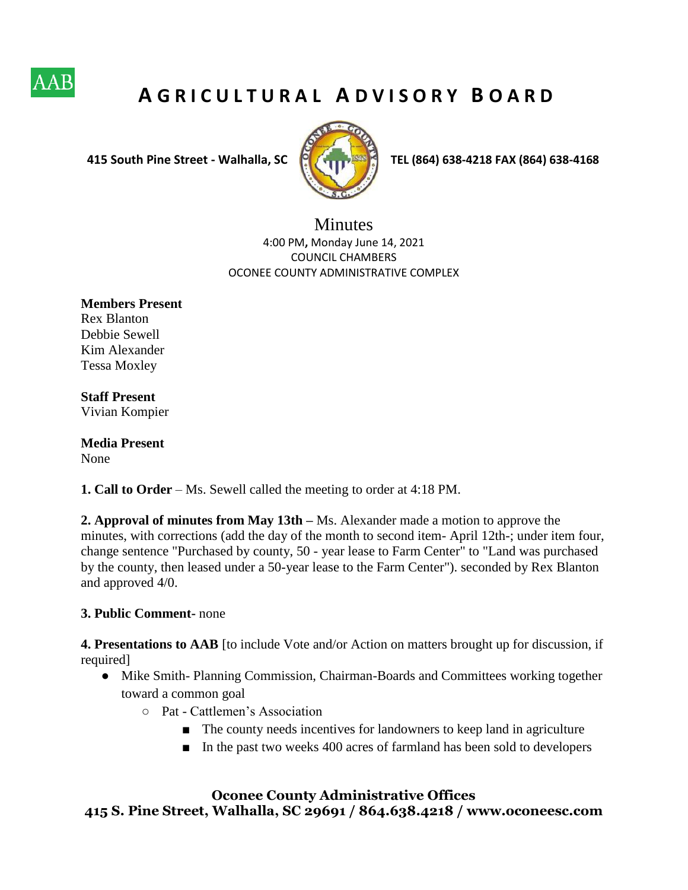AAB

# AGRICULTURAL ADVISORY BOARD

**415 South Pine Street - Walhalla, SC** **TEL (864) 638-4218 FAX (864) 638-4168**

## Minutes

4:00 PM**,** Monday June 14, 2021
COUNCIL CHAMBERS
OCONEE COUNTY ADMINISTRATIVE COMPLEX

**Members Present**
Rex Blanton
Debbie Sewell
Kim Alexander
Tessa Moxley

**Staff Present**
Vivian Kompier

**Media Present**
None

**1. Call to Order** – Ms. Sewell called the meeting to order at 4:18 PM.

**2. Approval of minutes from May 13th –** Ms. Alexander made a motion to approve the minutes, with corrections (add the day of the month to second item- April 12th-; under item four, change sentence "Purchased by county, 50 - year lease to Farm Center" to "Land was purchased by the county, then leased under a 50-year lease to the Farm Center"). seconded by Rex Blanton and approved 4/0.

**3. Public Comment-** none

**4. Presentations to AAB** [to include Vote and/or Action on matters brought up for discussion, if required]

- Mike Smith- Planning Commission, Chairman-Boards and Committees working together toward a common goal
  - Pat - Cattlemen's Association
    - The county needs incentives for landowners to keep land in agriculture
    - In the past two weeks 400 acres of farmland has been sold to developers

**Oconee County Administrative Offices**
**415 S. Pine Street, Walhalla, SC 29691 / 864.638.4218 / www.oconeesc.com**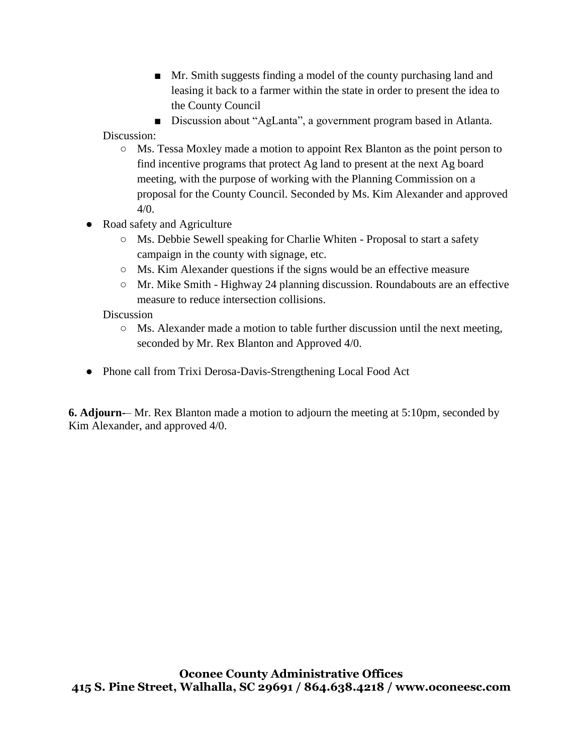- Mr. Smith suggests finding a model of the county purchasing land and leasing it back to a farmer within the state in order to present the idea to the County Council
        - Discussion about "AgLanta", a government program based in Atlanta.

  Discussion:

    - Ms. Tessa Moxley made a motion to appoint Rex Blanton as the point person to find incentive programs that protect Ag land to present at the next Ag board meeting, with the purpose of working with the Planning Commission on a proposal for the County Council. Seconded by Ms. Kim Alexander and approved 4/0.

- Road safety and Agriculture
    - Ms. Debbie Sewell speaking for Charlie Whiten - Proposal to start a safety campaign in the county with signage, etc.
    - Ms. Kim Alexander questions if the signs would be an effective measure
    - Mr. Mike Smith - Highway 24 planning discussion. Roundabouts are an effective measure to reduce intersection collisions.

  Discussion

    - Ms. Alexander made a motion to table further discussion until the next meeting, seconded by Mr. Rex Blanton and Approved 4/0.

- Phone call from Trixi Derosa-Davis-Strengthening Local Food Act

**6. Adjourn-**– Mr. Rex Blanton made a motion to adjourn the meeting at 5:10pm, seconded by Kim Alexander, and approved 4/0.

**Oconee County Administrative Offices**
**415 S. Pine Street, Walhalla, SC 29691 / 864.638.4218 / www.oconeesc.com**